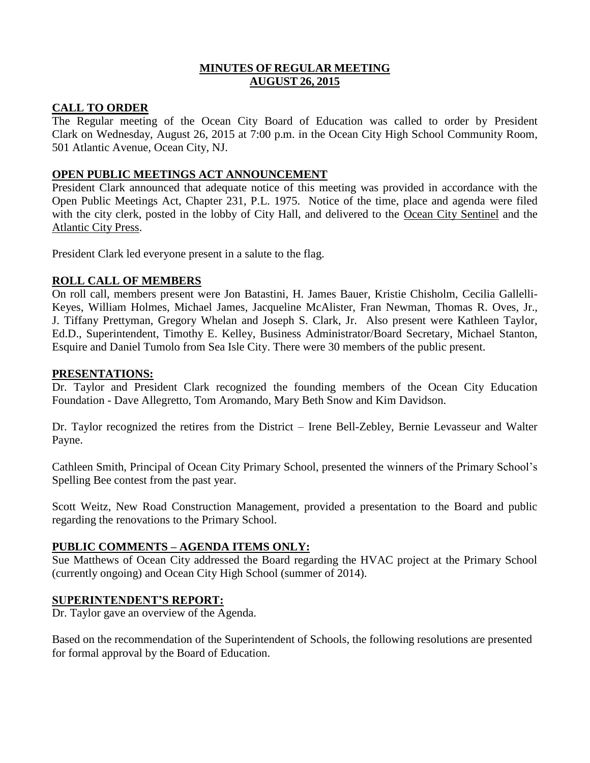# MINUTES OF REGULAR MEETING
# AUGUST 26, 2015

## CALL TO ORDER

The Regular meeting of the Ocean City Board of Education was called to order by President Clark on Wednesday, August 26, 2015 at 7:00 p.m. in the Ocean City High School Community Room, 501 Atlantic Avenue, Ocean City, NJ.

## OPEN PUBLIC MEETINGS ACT ANNOUNCEMENT

President Clark announced that adequate notice of this meeting was provided in accordance with the Open Public Meetings Act, Chapter 231, P.L. 1975. Notice of the time, place and agenda were filed with the city clerk, posted in the lobby of City Hall, and delivered to the Ocean City Sentinel and the Atlantic City Press.

President Clark led everyone present in a salute to the flag.

## ROLL CALL OF MEMBERS

On roll call, members present were Jon Batastini, H. James Bauer, Kristie Chisholm, Cecilia Gallelli-Keyes, William Holmes, Michael James, Jacqueline McAlister, Fran Newman, Thomas R. Oves, Jr., J. Tiffany Prettyman, Gregory Whelan and Joseph S. Clark, Jr. Also present were Kathleen Taylor, Ed.D., Superintendent, Timothy E. Kelley, Business Administrator/Board Secretary, Michael Stanton, Esquire and Daniel Tumolo from Sea Isle City. There were 30 members of the public present.

## PRESENTATIONS:

Dr. Taylor and President Clark recognized the founding members of the Ocean City Education Foundation - Dave Allegretto, Tom Aromando, Mary Beth Snow and Kim Davidson.

Dr. Taylor recognized the retires from the District – Irene Bell-Zebley, Bernie Levasseur and Walter Payne.

Cathleen Smith, Principal of Ocean City Primary School, presented the winners of the Primary School's Spelling Bee contest from the past year.

Scott Weitz, New Road Construction Management, provided a presentation to the Board and public regarding the renovations to the Primary School.

## PUBLIC COMMENTS – AGENDA ITEMS ONLY:

Sue Matthews of Ocean City addressed the Board regarding the HVAC project at the Primary School (currently ongoing) and Ocean City High School (summer of 2014).

## SUPERINTENDENT'S REPORT:

Dr. Taylor gave an overview of the Agenda.

Based on the recommendation of the Superintendent of Schools, the following resolutions are presented for formal approval by the Board of Education.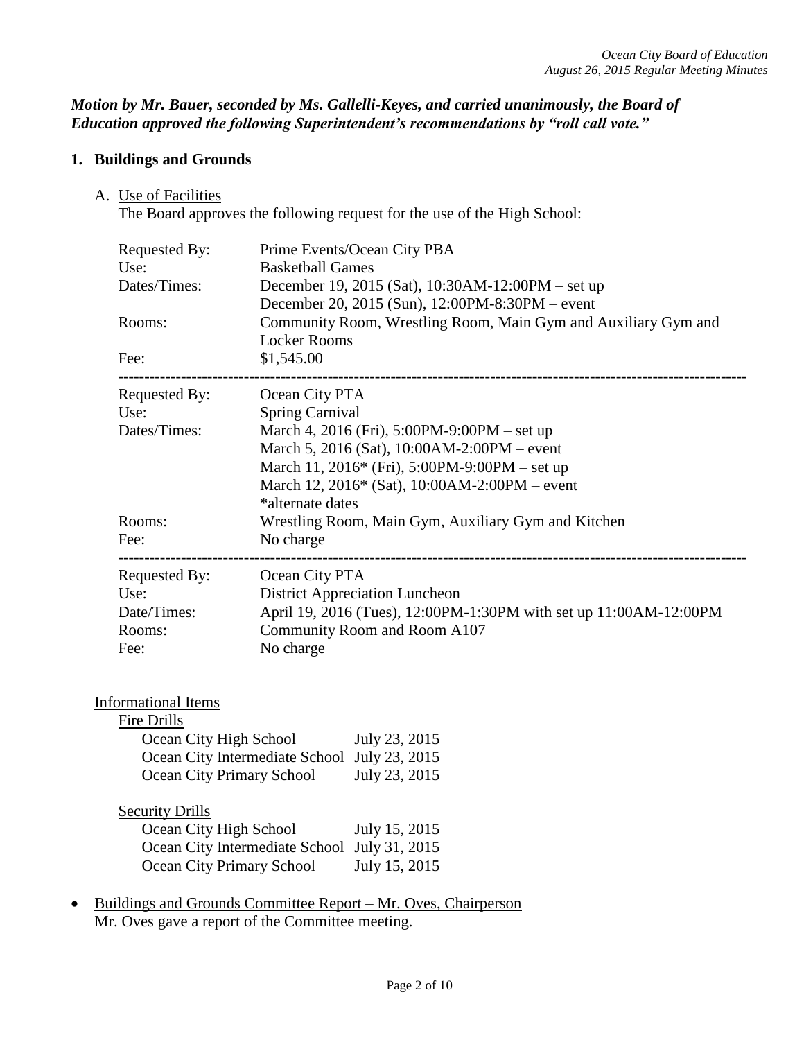***Motion by Mr. Bauer, seconded by Ms. Gallelli-Keyes, and carried unanimously, the Board of Education approved the following Superintendent's recommendations by "roll call vote."***

## 1. Buildings and Grounds

A. Use of Facilities

The Board approves the following request for the use of the High School:

| | |
|---|---|
| Requested By: | Prime Events/Ocean City PBA |
| Use: | Basketball Games |
| Dates/Times: | December 19, 2015 (Sat), 10:30AM-12:00PM – set up<br>December 20, 2015 (Sun), 12:00PM-8:30PM – event |
| Rooms: | Community Room, Wrestling Room, Main Gym and Auxiliary Gym and Locker Rooms |
| Fee: | $1,545.00 |

---

| | |
|---|---|
| Requested By: | Ocean City PTA |
| Use: | Spring Carnival |
| Dates/Times: | March 4, 2016 (Fri), 5:00PM-9:00PM – set up<br>March 5, 2016 (Sat), 10:00AM-2:00PM – event<br>March 11, 2016* (Fri), 5:00PM-9:00PM – set up<br>March 12, 2016* (Sat), 10:00AM-2:00PM – event<br>*alternate dates |
| Rooms: | Wrestling Room, Main Gym, Auxiliary Gym and Kitchen |
| Fee: | No charge |

---

| | |
|---|---|
| Requested By: | Ocean City PTA |
| Use: | District Appreciation Luncheon |
| Date/Times: | April 19, 2016 (Tues), 12:00PM-1:30PM with set up 11:00AM-12:00PM |
| Rooms: | Community Room and Room A107 |
| Fee: | No charge |

Informational Items

Fire Drills

| | |
|---|---|
| Ocean City High School | July 23, 2015 |
| Ocean City Intermediate School | July 23, 2015 |
| Ocean City Primary School | July 23, 2015 |

Security Drills

| | |
|---|---|
| Ocean City High School | July 15, 2015 |
| Ocean City Intermediate School | July 31, 2015 |
| Ocean City Primary School | July 15, 2015 |

- Buildings and Grounds Committee Report – Mr. Oves, Chairperson
  Mr. Oves gave a report of the Committee meeting.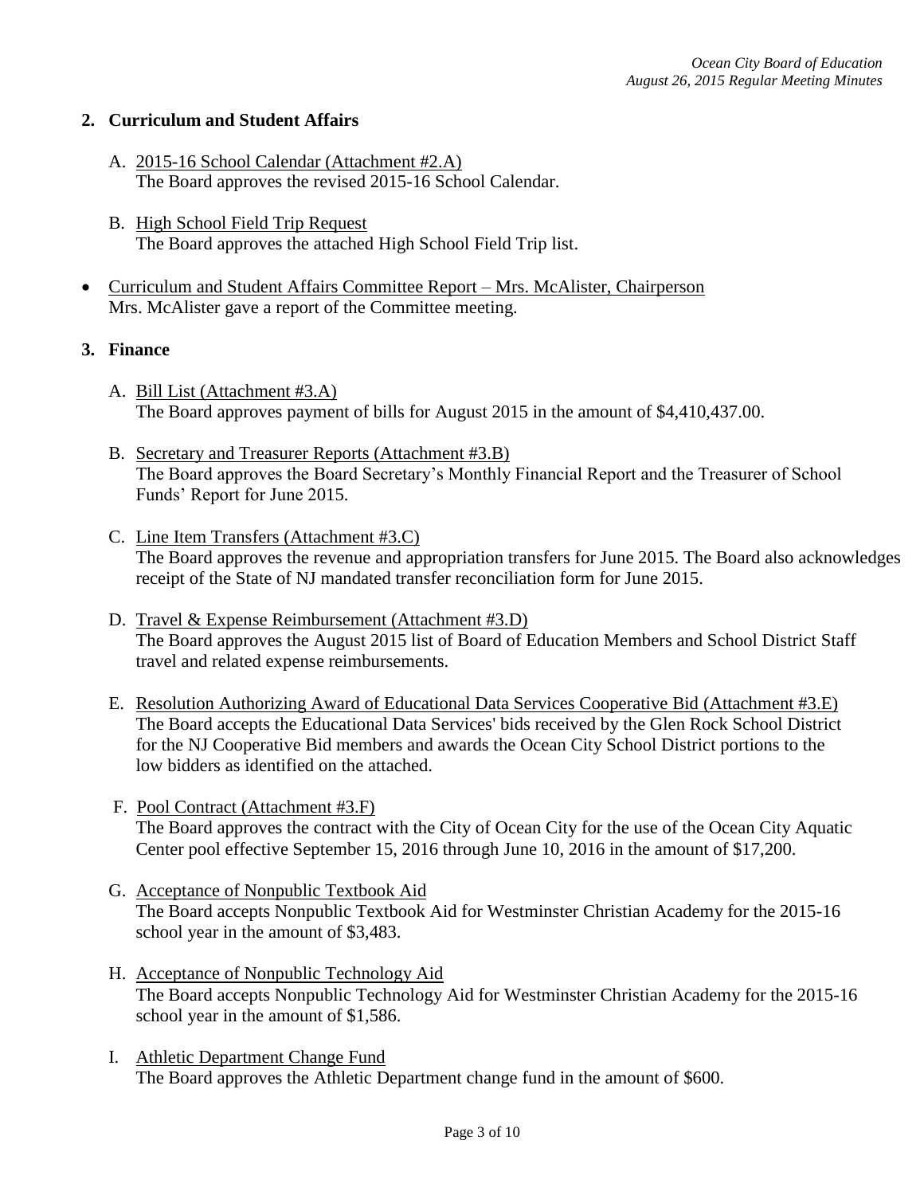## 2. Curriculum and Student Affairs

A. <u>2015-16 School Calendar (Attachment #2.A)</u>
The Board approves the revised 2015-16 School Calendar.

B. <u>High School Field Trip Request</u>
The Board approves the attached High School Field Trip list.

- <u>Curriculum and Student Affairs Committee Report – Mrs. McAlister, Chairperson</u>
Mrs. McAlister gave a report of the Committee meeting.

## 3. Finance

A. <u>Bill List (Attachment #3.A)</u>
The Board approves payment of bills for August 2015 in the amount of $4,410,437.00.

B. <u>Secretary and Treasurer Reports (Attachment #3.B)</u>
The Board approves the Board Secretary's Monthly Financial Report and the Treasurer of School Funds' Report for June 2015.

C. <u>Line Item Transfers (Attachment #3.C)</u>
The Board approves the revenue and appropriation transfers for June 2015. The Board also acknowledges receipt of the State of NJ mandated transfer reconciliation form for June 2015.

D. <u>Travel & Expense Reimbursement (Attachment #3.D)</u>
The Board approves the August 2015 list of Board of Education Members and School District Staff travel and related expense reimbursements.

E. <u>Resolution Authorizing Award of Educational Data Services Cooperative Bid (Attachment #3.E)</u>
The Board accepts the Educational Data Services' bids received by the Glen Rock School District for the NJ Cooperative Bid members and awards the Ocean City School District portions to the low bidders as identified on the attached.

F. <u>Pool Contract (Attachment #3.F)</u>
The Board approves the contract with the City of Ocean City for the use of the Ocean City Aquatic Center pool effective September 15, 2016 through June 10, 2016 in the amount of $17,200.

G. <u>Acceptance of Nonpublic Textbook Aid</u>
The Board accepts Nonpublic Textbook Aid for Westminster Christian Academy for the 2015-16 school year in the amount of $3,483.

H. <u>Acceptance of Nonpublic Technology Aid</u>
The Board accepts Nonpublic Technology Aid for Westminster Christian Academy for the 2015-16 school year in the amount of $1,586.

I. <u>Athletic Department Change Fund</u>
The Board approves the Athletic Department change fund in the amount of $600.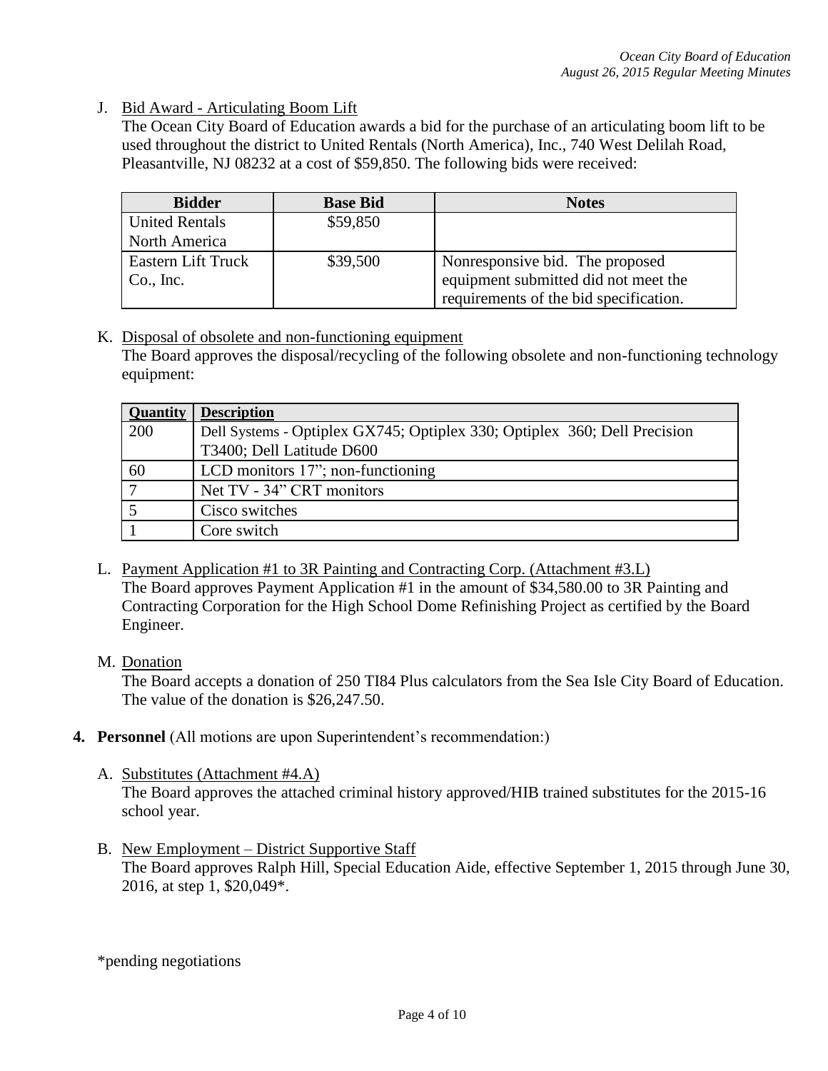J. Bid Award - Articulating Boom Lift

The Ocean City Board of Education awards a bid for the purchase of an articulating boom lift to be used throughout the district to United Rentals (North America), Inc., 740 West Delilah Road, Pleasantville, NJ 08232 at a cost of $59,850. The following bids were received:

| Bidder | Base Bid | Notes |
|---|---|---|
| United Rentals North America | $59,850 | |
| Eastern Lift Truck Co., Inc. | $39,500 | Nonresponsive bid. The proposed equipment submitted did not meet the requirements of the bid specification. |

K. Disposal of obsolete and non-functioning equipment

The Board approves the disposal/recycling of the following obsolete and non-functioning technology equipment:

| Quantity | Description |
|---|---|
| 200 | Dell Systems - Optiplex GX745; Optiplex 330; Optiplex 360; Dell Precision T3400; Dell Latitude D600 |
| 60 | LCD monitors 17"; non-functioning |
| 7 | Net TV - 34" CRT monitors |
| 5 | Cisco switches |
| 1 | Core switch |

L. Payment Application #1 to 3R Painting and Contracting Corp. (Attachment #3.L)

The Board approves Payment Application #1 in the amount of $34,580.00 to 3R Painting and Contracting Corporation for the High School Dome Refinishing Project as certified by the Board Engineer.

M. Donation

The Board accepts a donation of 250 TI84 Plus calculators from the Sea Isle City Board of Education. The value of the donation is $26,247.50.

**4. Personnel** (All motions are upon Superintendent's recommendation:)

A. Substitutes (Attachment #4.A)

The Board approves the attached criminal history approved/HIB trained substitutes for the 2015-16 school year.

B. New Employment – District Supportive Staff

The Board approves Ralph Hill, Special Education Aide, effective September 1, 2015 through June 30, 2016, at step 1, $20,049*.

*pending negotiations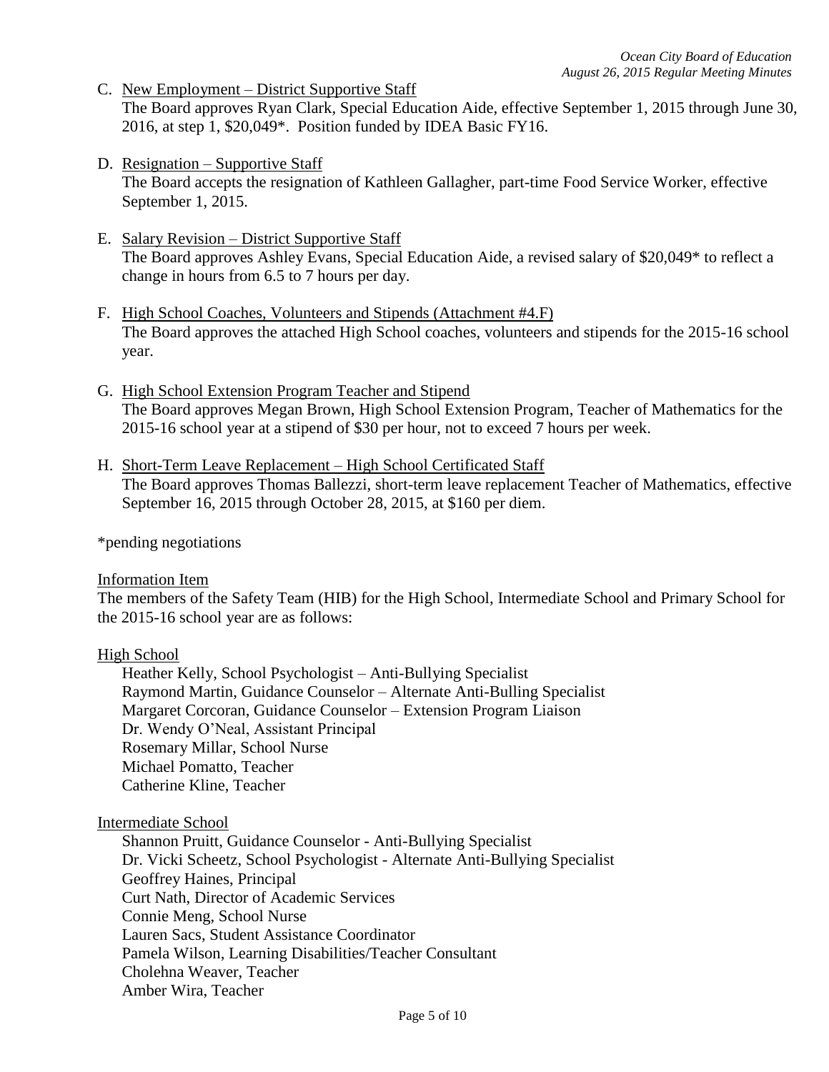C. <u>New Employment – District Supportive Staff</u>
   The Board approves Ryan Clark, Special Education Aide, effective September 1, 2015 through June 30, 2016, at step 1, $20,049*. Position funded by IDEA Basic FY16.

D. <u>Resignation – Supportive Staff</u>
   The Board accepts the resignation of Kathleen Gallagher, part-time Food Service Worker, effective September 1, 2015.

E. <u>Salary Revision – District Supportive Staff</u>
   The Board approves Ashley Evans, Special Education Aide, a revised salary of $20,049* to reflect a change in hours from 6.5 to 7 hours per day.

F. <u>High School Coaches, Volunteers and Stipends (Attachment #4.F)</u>
   The Board approves the attached High School coaches, volunteers and stipends for the 2015-16 school year.

G. <u>High School Extension Program Teacher and Stipend</u>
   The Board approves Megan Brown, High School Extension Program, Teacher of Mathematics for the 2015-16 school year at a stipend of $30 per hour, not to exceed 7 hours per week.

H. <u>Short-Term Leave Replacement – High School Certificated Staff</u>
   The Board approves Thomas Ballezzi, short-term leave replacement Teacher of Mathematics, effective September 16, 2015 through October 28, 2015, at $160 per diem.

*pending negotiations

<u>Information Item</u>

The members of the Safety Team (HIB) for the High School, Intermediate School and Primary School for the 2015-16 school year are as follows:

<u>High School</u>

Heather Kelly, School Psychologist – Anti-Bullying Specialist
Raymond Martin, Guidance Counselor – Alternate Anti-Bulling Specialist
Margaret Corcoran, Guidance Counselor – Extension Program Liaison
Dr. Wendy O'Neal, Assistant Principal
Rosemary Millar, School Nurse
Michael Pomatto, Teacher
Catherine Kline, Teacher

<u>Intermediate School</u>

Shannon Pruitt, Guidance Counselor - Anti-Bullying Specialist
Dr. Vicki Scheetz, School Psychologist - Alternate Anti-Bullying Specialist
Geoffrey Haines, Principal
Curt Nath, Director of Academic Services
Connie Meng, School Nurse
Lauren Sacs, Student Assistance Coordinator
Pamela Wilson, Learning Disabilities/Teacher Consultant
Cholehna Weaver, Teacher
Amber Wira, Teacher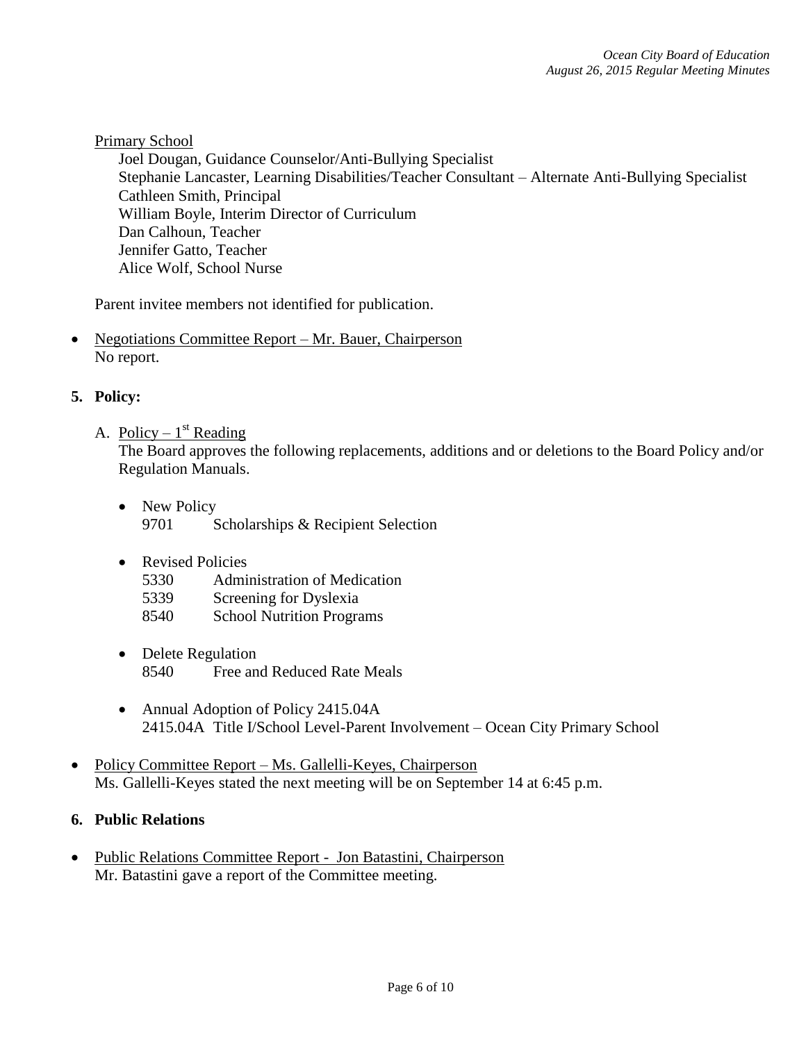Primary School

Joel Dougan, Guidance Counselor/Anti-Bullying Specialist
Stephanie Lancaster, Learning Disabilities/Teacher Consultant – Alternate Anti-Bullying Specialist
Cathleen Smith, Principal
William Boyle, Interim Director of Curriculum
Dan Calhoun, Teacher
Jennifer Gatto, Teacher
Alice Wolf, School Nurse

Parent invitee members not identified for publication.

- Negotiations Committee Report – Mr. Bauer, Chairperson
  No report.

## 5. Policy:

A. Policy – 1st Reading
The Board approves the following replacements, additions and or deletions to the Board Policy and/or Regulation Manuals.

- New Policy
  9701 Scholarships & Recipient Selection

- Revised Policies
  5330 Administration of Medication
  5339 Screening for Dyslexia
  8540 School Nutrition Programs

- Delete Regulation
  8540 Free and Reduced Rate Meals

- Annual Adoption of Policy 2415.04A
  2415.04A Title I/School Level-Parent Involvement – Ocean City Primary School

- Policy Committee Report – Ms. Gallelli-Keyes, Chairperson
  Ms. Gallelli-Keyes stated the next meeting will be on September 14 at 6:45 p.m.

## 6. Public Relations

- Public Relations Committee Report - Jon Batastini, Chairperson
  Mr. Batastini gave a report of the Committee meeting.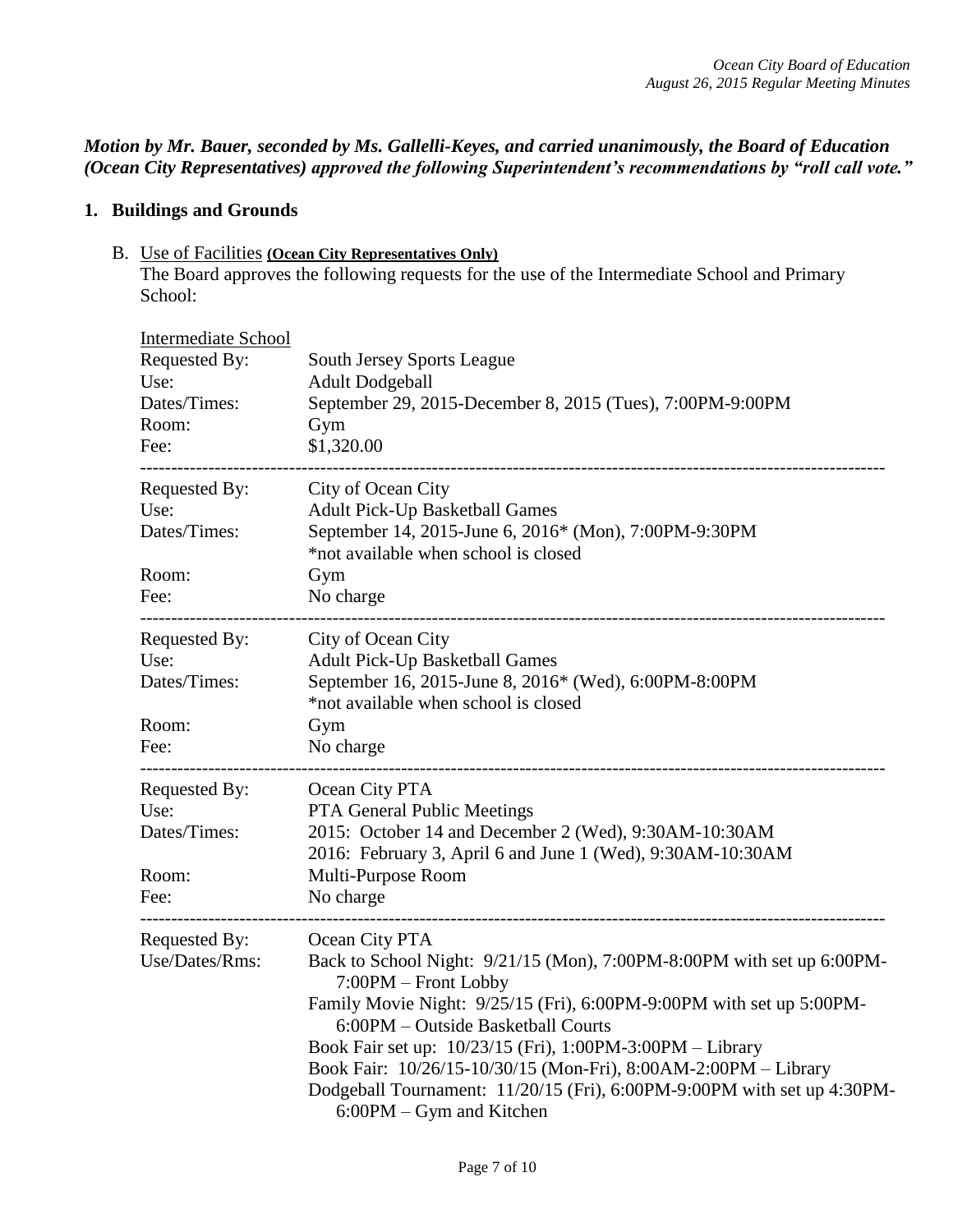***Motion by Mr. Bauer, seconded by Ms. Gallelli-Keyes, and carried unanimously, the Board of Education (Ocean City Representatives) approved the following Superintendent's recommendations by "roll call vote."***

## 1. Buildings and Grounds

B. Use of Facilities **(Ocean City Representatives Only)**

The Board approves the following requests for the use of the Intermediate School and Primary School:

Intermediate School

| | |
|---|---|
| Requested By: | South Jersey Sports League |
| Use: | Adult Dodgeball |
| Dates/Times: | September 29, 2015-December 8, 2015 (Tues), 7:00PM-9:00PM |
| Room: | Gym |
| Fee: | $1,320.00 |

---

| | |
|---|---|
| Requested By: | City of Ocean City |
| Use: | Adult Pick-Up Basketball Games |
| Dates/Times: | September 14, 2015-June 6, 2016* (Mon), 7:00PM-9:30PM<br>*not available when school is closed |
| Room: | Gym |
| Fee: | No charge |

---

| | |
|---|---|
| Requested By: | City of Ocean City |
| Use: | Adult Pick-Up Basketball Games |
| Dates/Times: | September 16, 2015-June 8, 2016* (Wed), 6:00PM-8:00PM<br>*not available when school is closed |
| Room: | Gym |
| Fee: | No charge |

---

| | |
|---|---|
| Requested By: | Ocean City PTA |
| Use: | PTA General Public Meetings |
| Dates/Times: | 2015: October 14 and December 2 (Wed), 9:30AM-10:30AM<br>2016: February 3, April 6 and June 1 (Wed), 9:30AM-10:30AM |
| Room: | Multi-Purpose Room |
| Fee: | No charge |

---

| | |
|---|---|
| Requested By: | Ocean City PTA |
| Use/Dates/Rms: | Back to School Night: 9/21/15 (Mon), 7:00PM-8:00PM with set up 6:00PM-7:00PM – Front Lobby<br>Family Movie Night: 9/25/15 (Fri), 6:00PM-9:00PM with set up 5:00PM-6:00PM – Outside Basketball Courts<br>Book Fair set up: 10/23/15 (Fri), 1:00PM-3:00PM – Library<br>Book Fair: 10/26/15-10/30/15 (Mon-Fri), 8:00AM-2:00PM – Library<br>Dodgeball Tournament: 11/20/15 (Fri), 6:00PM-9:00PM with set up 4:30PM-6:00PM – Gym and Kitchen |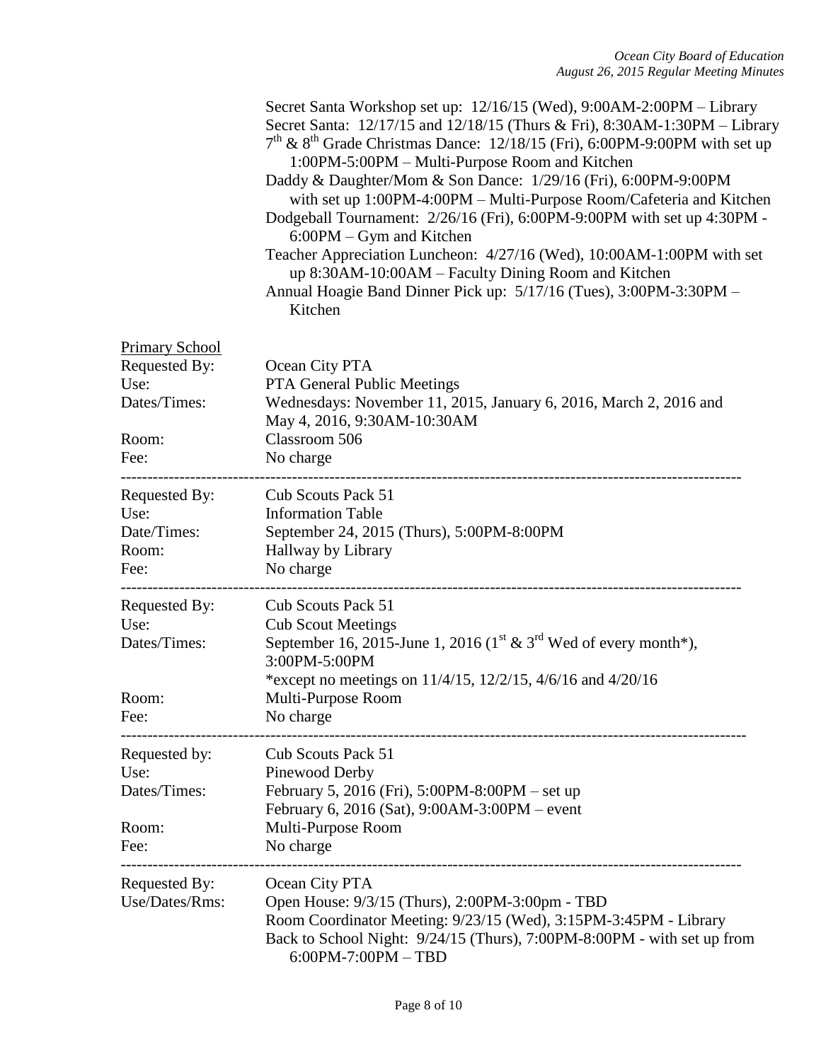Secret Santa Workshop set up: 12/16/15 (Wed), 9:00AM-2:00PM – Library
Secret Santa: 12/17/15 and 12/18/15 (Thurs & Fri), 8:30AM-1:30PM – Library
7th & 8th Grade Christmas Dance: 12/18/15 (Fri), 6:00PM-9:00PM with set up 1:00PM-5:00PM – Multi-Purpose Room and Kitchen
Daddy & Daughter/Mom & Son Dance: 1/29/16 (Fri), 6:00PM-9:00PM with set up 1:00PM-4:00PM – Multi-Purpose Room/Cafeteria and Kitchen
Dodgeball Tournament: 2/26/16 (Fri), 6:00PM-9:00PM with set up 4:30PM - 6:00PM – Gym and Kitchen
Teacher Appreciation Luncheon: 4/27/16 (Wed), 10:00AM-1:00PM with set up 8:30AM-10:00AM – Faculty Dining Room and Kitchen
Annual Hoagie Band Dinner Pick up: 5/17/16 (Tues), 3:00PM-3:30PM – Kitchen

Primary School

Requested By: Ocean City PTA
Use: PTA General Public Meetings
Dates/Times: Wednesdays: November 11, 2015, January 6, 2016, March 2, 2016 and May 4, 2016, 9:30AM-10:30AM
Room: Classroom 506
Fee: No charge

---

Requested By: Cub Scouts Pack 51
Use: Information Table
Date/Times: September 24, 2015 (Thurs), 5:00PM-8:00PM
Room: Hallway by Library
Fee: No charge

---

Requested By: Cub Scouts Pack 51
Use: Cub Scout Meetings
Dates/Times: September 16, 2015-June 1, 2016 (1st & 3rd Wed of every month*), 3:00PM-5:00PM
*except no meetings on 11/4/15, 12/2/15, 4/6/16 and 4/20/16
Room: Multi-Purpose Room
Fee: No charge

---

Requested by: Cub Scouts Pack 51
Use: Pinewood Derby
Dates/Times: February 5, 2016 (Fri), 5:00PM-8:00PM – set up
February 6, 2016 (Sat), 9:00AM-3:00PM – event
Room: Multi-Purpose Room
Fee: No charge

---

Requested By: Ocean City PTA
Use/Dates/Rms: Open House: 9/3/15 (Thurs), 2:00PM-3:00pm - TBD
Room Coordinator Meeting: 9/23/15 (Wed), 3:15PM-3:45PM - Library
Back to School Night: 9/24/15 (Thurs), 7:00PM-8:00PM - with set up from 6:00PM-7:00PM – TBD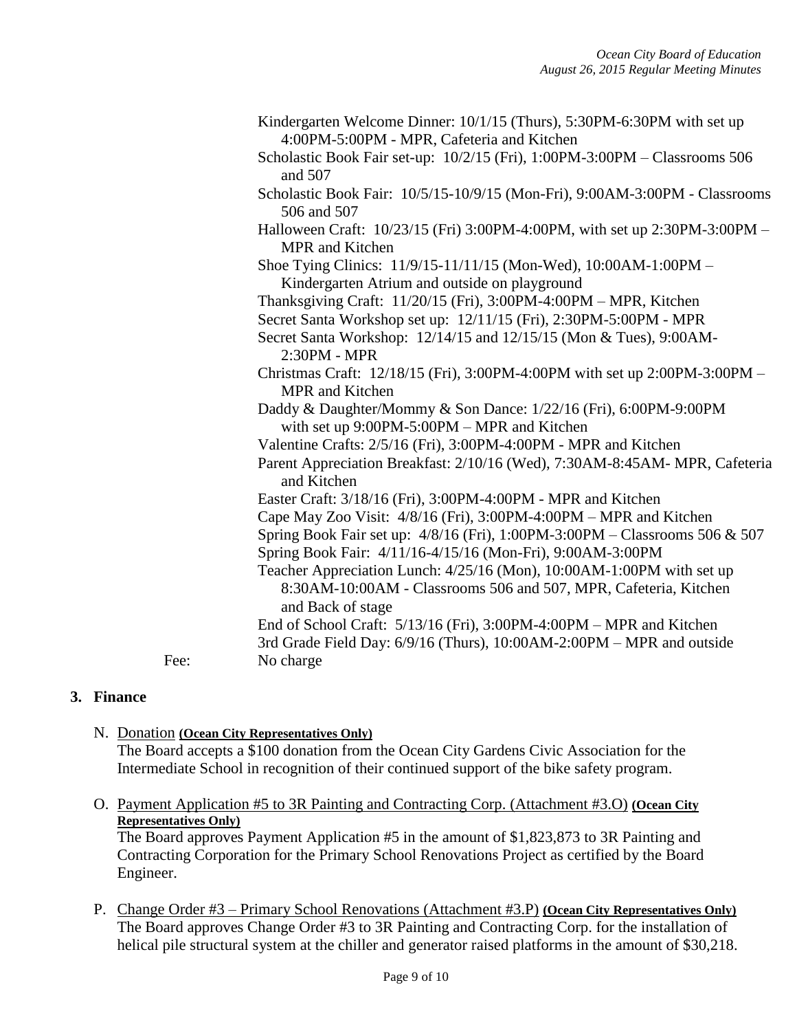Kindergarten Welcome Dinner: 10/1/15 (Thurs), 5:30PM-6:30PM with set up 4:00PM-5:00PM - MPR, Cafeteria and Kitchen
Scholastic Book Fair set-up: 10/2/15 (Fri), 1:00PM-3:00PM – Classrooms 506 and 507
Scholastic Book Fair: 10/5/15-10/9/15 (Mon-Fri), 9:00AM-3:00PM - Classrooms 506 and 507
Halloween Craft: 10/23/15 (Fri) 3:00PM-4:00PM, with set up 2:30PM-3:00PM – MPR and Kitchen
Shoe Tying Clinics: 11/9/15-11/11/15 (Mon-Wed), 10:00AM-1:00PM – Kindergarten Atrium and outside on playground
Thanksgiving Craft: 11/20/15 (Fri), 3:00PM-4:00PM – MPR, Kitchen
Secret Santa Workshop set up: 12/11/15 (Fri), 2:30PM-5:00PM - MPR
Secret Santa Workshop: 12/14/15 and 12/15/15 (Mon & Tues), 9:00AM-2:30PM - MPR
Christmas Craft: 12/18/15 (Fri), 3:00PM-4:00PM with set up 2:00PM-3:00PM – MPR and Kitchen
Daddy & Daughter/Mommy & Son Dance: 1/22/16 (Fri), 6:00PM-9:00PM with set up 9:00PM-5:00PM – MPR and Kitchen
Valentine Crafts: 2/5/16 (Fri), 3:00PM-4:00PM - MPR and Kitchen
Parent Appreciation Breakfast: 2/10/16 (Wed), 7:30AM-8:45AM- MPR, Cafeteria and Kitchen
Easter Craft: 3/18/16 (Fri), 3:00PM-4:00PM - MPR and Kitchen
Cape May Zoo Visit: 4/8/16 (Fri), 3:00PM-4:00PM – MPR and Kitchen
Spring Book Fair set up: 4/8/16 (Fri), 1:00PM-3:00PM – Classrooms 506 & 507
Spring Book Fair: 4/11/16-4/15/16 (Mon-Fri), 9:00AM-3:00PM
Teacher Appreciation Lunch: 4/25/16 (Mon), 10:00AM-1:00PM with set up 8:30AM-10:00AM - Classrooms 506 and 507, MPR, Cafeteria, Kitchen and Back of stage
End of School Craft: 5/13/16 (Fri), 3:00PM-4:00PM – MPR and Kitchen
3rd Grade Field Day: 6/9/16 (Thurs), 10:00AM-2:00PM – MPR and outside

Fee: No charge

## 3. Finance

N. Donation **(Ocean City Representatives Only)**
The Board accepts a $100 donation from the Ocean City Gardens Civic Association for the Intermediate School in recognition of their continued support of the bike safety program.

O. Payment Application #5 to 3R Painting and Contracting Corp. (Attachment #3.O) **(Ocean City Representatives Only)**
The Board approves Payment Application #5 in the amount of $1,823,873 to 3R Painting and Contracting Corporation for the Primary School Renovations Project as certified by the Board Engineer.

P. Change Order #3 – Primary School Renovations (Attachment #3.P) **(Ocean City Representatives Only)**
The Board approves Change Order #3 to 3R Painting and Contracting Corp. for the installation of helical pile structural system at the chiller and generator raised platforms in the amount of $30,218.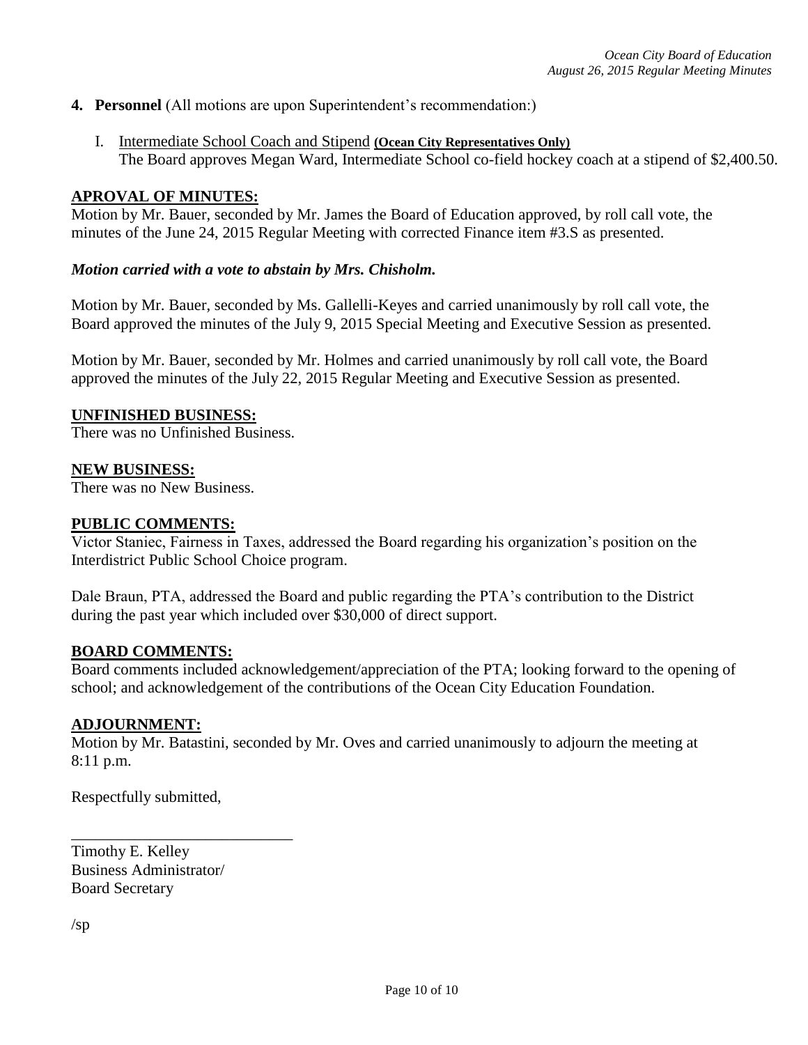**4. Personnel** (All motions are upon Superintendent's recommendation:)

I. Intermediate School Coach and Stipend **(Ocean City Representatives Only)**
The Board approves Megan Ward, Intermediate School co-field hockey coach at a stipend of $2,400.50.

**APROVAL OF MINUTES:**

Motion by Mr. Bauer, seconded by Mr. James the Board of Education approved, by roll call vote, the minutes of the June 24, 2015 Regular Meeting with corrected Finance item #3.S as presented.

***Motion carried with a vote to abstain by Mrs. Chisholm.***

Motion by Mr. Bauer, seconded by Ms. Gallelli-Keyes and carried unanimously by roll call vote, the Board approved the minutes of the July 9, 2015 Special Meeting and Executive Session as presented.

Motion by Mr. Bauer, seconded by Mr. Holmes and carried unanimously by roll call vote, the Board approved the minutes of the July 22, 2015 Regular Meeting and Executive Session as presented.

**UNFINISHED BUSINESS:**

There was no Unfinished Business.

**NEW BUSINESS:**

There was no New Business.

**PUBLIC COMMENTS:**

Victor Staniec, Fairness in Taxes, addressed the Board regarding his organization's position on the Interdistrict Public School Choice program.

Dale Braun, PTA, addressed the Board and public regarding the PTA's contribution to the District during the past year which included over $30,000 of direct support.

**BOARD COMMENTS:**

Board comments included acknowledgement/appreciation of the PTA; looking forward to the opening of school; and acknowledgement of the contributions of the Ocean City Education Foundation.

**ADJOURNMENT:**

Motion by Mr. Batastini, seconded by Mr. Oves and carried unanimously to adjourn the meeting at 8:11 p.m.

Respectfully submitted,

\_\_\_\_\_\_\_\_\_\_\_\_\_\_\_\_\_\_\_\_\_\_\_\_\_\_\_\_

Timothy E. Kelley
Business Administrator/
Board Secretary

/sp